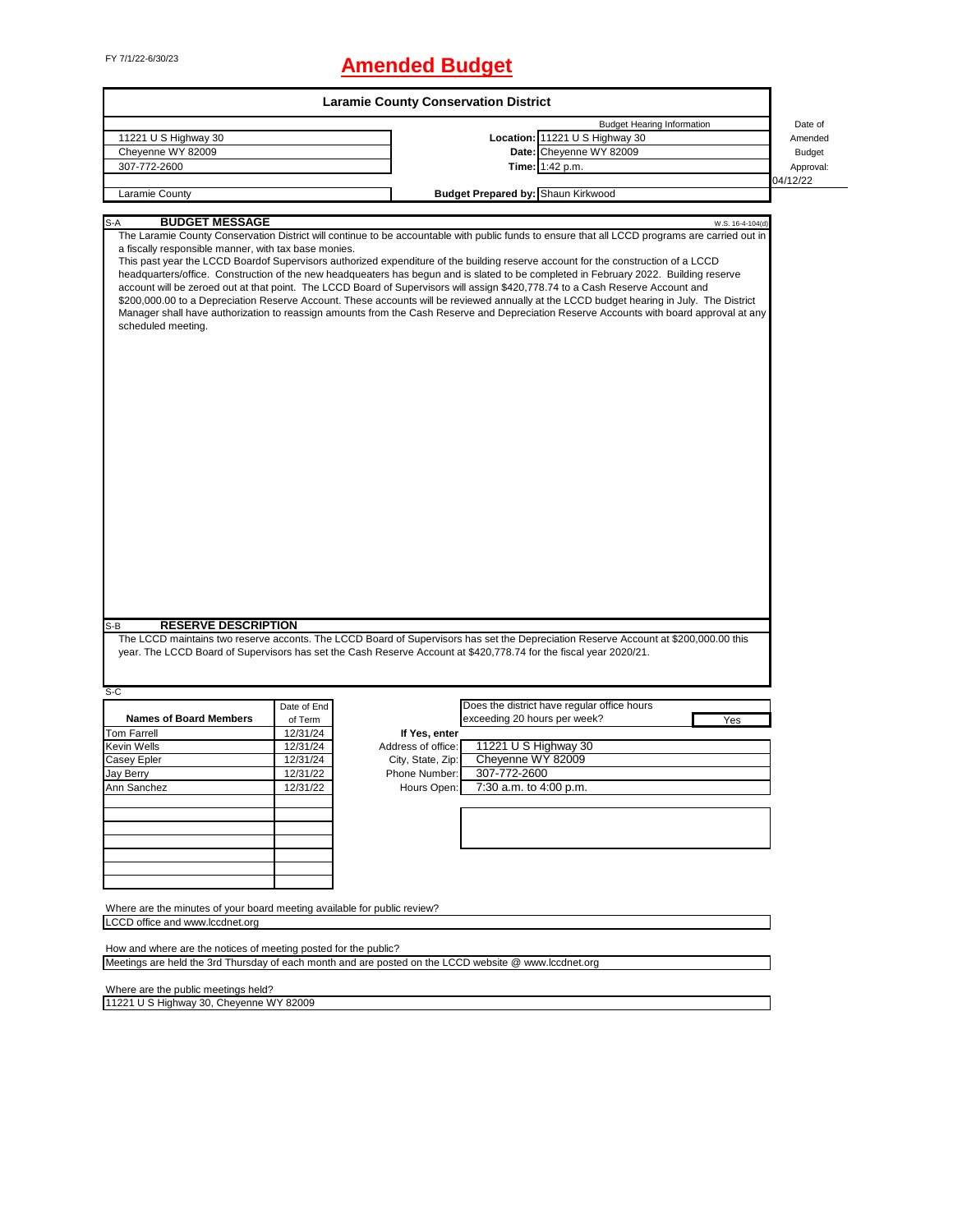FY 7/1/22-6/30/23

# Amended Budget

## Laramie County Conservation District

| | Budget Hearing Information | Date of Amended Budget Approval: |
|---|---|---|
| 11221 U S Highway 30 | **Location:** 11221 U S Highway 30 | |
| Cheyenne WY 82009 | **Date:** Cheyenne WY 82009 | |
| 307-772-2600 | **Time:** 1:42 p.m. | |
| | | 04/12/22 |
| Laramie County | **Budget Prepared by:** Shaun Kirkwood | |

S-A **BUDGET MESSAGE** W.S. 16-4-104(d)

The Laramie County Conservation District will continue to be accountable with public funds to ensure that all LCCD programs are carried out in a fiscally responsible manner, with tax base monies.

This past year the LCCD Boardof Supervisors authorized expenditure of the building reserve account for the construction of a LCCD headquarters/office. Construction of the new headqueaters has begun and is slated to be completed in February 2022. Building reserve account will be zeroed out at that point. The LCCD Board of Supervisors will assign $420,778.74 to a Cash Reserve Account and $200,000.00 to a Depreciation Reserve Account. These accounts will be reviewed annually at the LCCD budget hearing in July. The District Manager shall have authorization to reassign amounts from the Cash Reserve and Depreciation Reserve Accounts with board approval at any scheduled meeting.

S-B **RESERVE DESCRIPTION**

The LCCD maintains two reserve acconts. The LCCD Board of Supervisors has set the Depreciation Reserve Account at $200,000.00 this year. The LCCD Board of Supervisors has set the Cash Reserve Account at $420,778.74 for the fiscal year 2020/21.

S-C

| Names of Board Members | Date of End of Term |
|---|---|
| Tom Farrell | 12/31/24 |
| Kevin Wells | 12/31/24 |
| Casey Epler | 12/31/24 |
| Jay Berry | 12/31/22 |
| Ann Sanchez | 12/31/22 |

Does the district have regular office hours exceeding 20 hours per week? Yes

**If Yes, enter**

| | |
|---|---|
| Address of office: | 11221 U S Highway 30 |
| City, State, Zip: | Cheyenne WY 82009 |
| Phone Number: | 307-772-2600 |
| Hours Open: | 7:30 a.m. to 4:00 p.m. |

Where are the minutes of your board meeting available for public review?

LCCD office and www.lccdnet.org

How and where are the notices of meeting posted for the public?

Meetings are held the 3rd Thursday of each month and are posted on the LCCD website @ www.lccdnet.org

Where are the public meetings held?

11221 U S Highway 30, Cheyenne WY 82009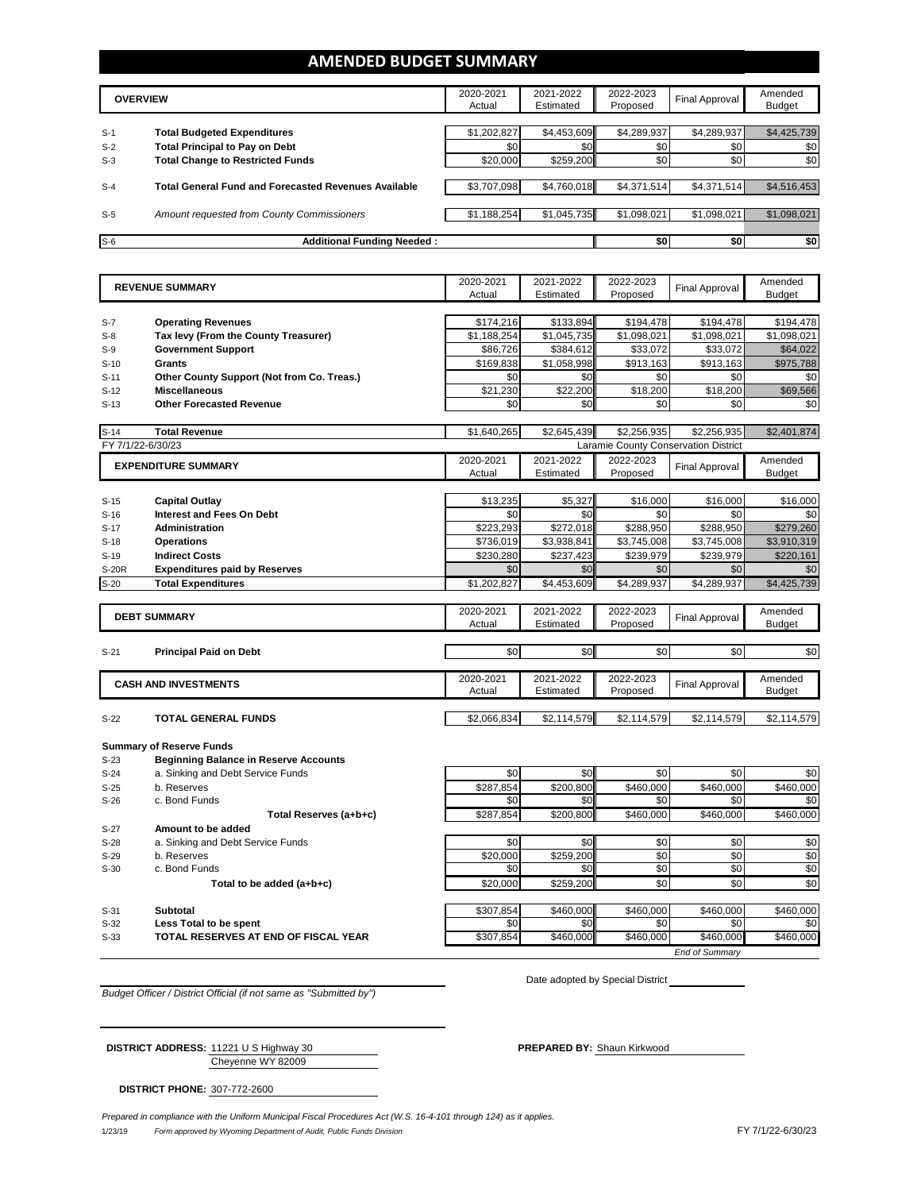# AMENDED BUDGET SUMMARY

| | OVERVIEW | 2020-2021 Actual | 2021-2022 Estimated | 2022-2023 Proposed | Final Approval | Amended Budget |
|---|---|---|---|---|---|---|
| S-1 | **Total Budgeted Expenditures** | $1,202,827 | $4,453,609 | $4,289,937 | $4,289,937 | $4,425,739 |
| S-2 | **Total Principal to Pay on Debt** | $0 | $0 | $0 | $0 | $0 |
| S-3 | **Total Change to Restricted Funds** | $20,000 | $259,200 | $0 | $0 | $0 |
| S-4 | **Total General Fund and Forecasted Revenues Available** | $3,707,098 | $4,760,018 | $4,371,514 | $4,371,514 | $4,516,453 |
| S-5 | *Amount requested from County Commissioners* | $1,188,254 | $1,045,735 | $1,098,021 | $1,098,021 | $1,098,021 |
| S-6 | **Additional Funding Needed :** | | | $0 | $0 | $0 |

| | REVENUE SUMMARY | 2020-2021 Actual | 2021-2022 Estimated | 2022-2023 Proposed | Final Approval | Amended Budget |
|---|---|---|---|---|---|---|
| S-7 | **Operating Revenues** | $174,216 | $133,894 | $194,478 | $194,478 | $194,478 |
| S-8 | **Tax levy (From the County Treasurer)** | $1,188,254 | $1,045,735 | $1,098,021 | $1,098,021 | $1,098,021 |
| S-9 | **Government Support** | $86,726 | $384,612 | $33,072 | $33,072 | $64,022 |
| S-10 | **Grants** | $169,838 | $1,058,998 | $913,163 | $913,163 | $975,788 |
| S-11 | **Other County Support (Not from Co. Treas.)** | $0 | $0 | $0 | $0 | $0 |
| S-12 | **Miscellaneous** | $21,230 | $22,200 | $18,200 | $18,200 | $69,566 |
| S-13 | **Other Forecasted Revenue** | $0 | $0 | $0 | $0 | $0 |
| S-14 | **Total Revenue** | $1,640,265 | $2,645,439 | $2,256,935 | $2,256,935 | $2,401,874 |

FY 7/1/22-6/30/23 — Laramie County Conservation District

| | EXPENDITURE SUMMARY | 2020-2021 Actual | 2021-2022 Estimated | 2022-2023 Proposed | Final Approval | Amended Budget |
|---|---|---|---|---|---|---|
| S-15 | **Capital Outlay** | $13,235 | $5,327 | $16,000 | $16,000 | $16,000 |
| S-16 | **Interest and Fees On Debt** | $0 | $0 | $0 | $0 | $0 |
| S-17 | **Administration** | $223,293 | $272,018 | $288,950 | $288,950 | $279,260 |
| S-18 | **Operations** | $736,019 | $3,938,841 | $3,745,008 | $3,745,008 | $3,910,319 |
| S-19 | **Indirect Costs** | $230,280 | $237,423 | $239,979 | $239,979 | $220,161 |
| S-20R | **Expenditures paid by Reserves** | $0 | $0 | $0 | $0 | $0 |
| S-20 | **Total Expenditures** | $1,202,827 | $4,453,609 | $4,289,937 | $4,289,937 | $4,425,739 |

| | DEBT SUMMARY | 2020-2021 Actual | 2021-2022 Estimated | 2022-2023 Proposed | Final Approval | Amended Budget |
|---|---|---|---|---|---|---|
| S-21 | **Principal Paid on Debt** | $0 | $0 | $0 | $0 | $0 |

| | CASH AND INVESTMENTS | 2020-2021 Actual | 2021-2022 Estimated | 2022-2023 Proposed | Final Approval | Amended Budget |
|---|---|---|---|---|---|---|
| S-22 | **TOTAL GENERAL FUNDS** | $2,066,834 | $2,114,579 | $2,114,579 | $2,114,579 | $2,114,579 |

**Summary of Reserve Funds**

| | | 2020-2021 Actual | 2021-2022 Estimated | 2022-2023 Proposed | Final Approval | Amended Budget |
|---|---|---|---|---|---|---|
| S-23 | **Beginning Balance in Reserve Accounts** | | | | | |
| S-24 | a. Sinking and Debt Service Funds | $0 | $0 | $0 | $0 | $0 |
| S-25 | b. Reserves | $287,854 | $200,800 | $460,000 | $460,000 | $460,000 |
| S-26 | c. Bond Funds | $0 | $0 | $0 | $0 | $0 |
| | **Total Reserves (a+b+c)** | $287,854 | $200,800 | $460,000 | $460,000 | $460,000 |
| S-27 | **Amount to be added** | | | | | |
| S-28 | a. Sinking and Debt Service Funds | $0 | $0 | $0 | $0 | $0 |
| S-29 | b. Reserves | $20,000 | $259,200 | $0 | $0 | $0 |
| S-30 | c. Bond Funds | $0 | $0 | $0 | $0 | $0 |
| | **Total to be added (a+b+c)** | $20,000 | $259,200 | $0 | $0 | $0 |
| S-31 | **Subtotal** | $307,854 | $460,000 | $460,000 | $460,000 | $460,000 |
| S-32 | **Less Total to be spent** | $0 | $0 | $0 | $0 | $0 |
| S-33 | **TOTAL RESERVES AT END OF FISCAL YEAR** | $307,854 | $460,000 | $460,000 | $460,000 | $460,000 |

*End of Summary*

Date adopted by Special District ____________

*Budget Officer / District Official (if not same as "Submitted by")*

**DISTRICT ADDRESS:** 11221 U S Highway 30
Cheyenne WY 82009

**PREPARED BY:** Shaun Kirkwood

**DISTRICT PHONE:** 307-772-2600

*Prepared in compliance with the Uniform Municipal Fiscal Procedures Act (W.S. 16-4-101 through 124) as it applies.*

1/23/19 *Form approved by Wyoming Department of Audit, Public Funds Division* FY 7/1/22-6/30/23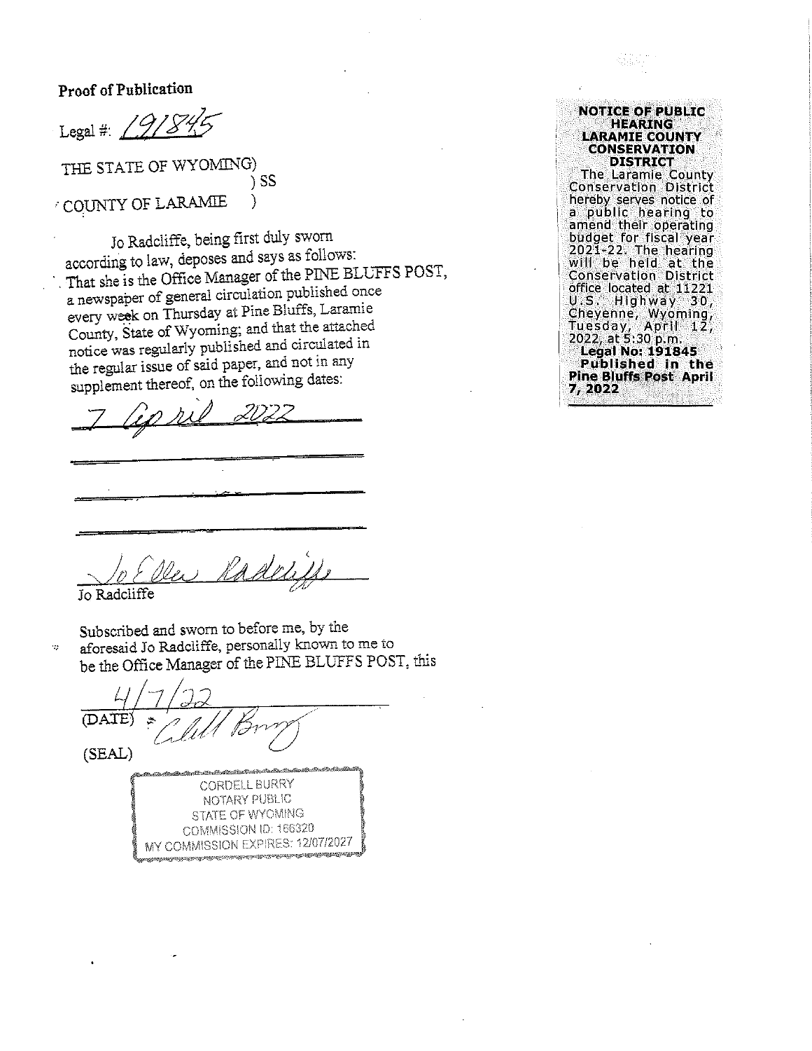**Proof of Publication**

Legal #: 191845

THE STATE OF WYOMING)
) SS
COUNTY OF LARAMIE )

Jo Radcliffe, being first duly sworn according to law, deposes and says as follows: That she is the Office Manager of the PINE BLUFFS POST, a newspaper of general circulation published once every week on Thursday at Pine Bluffs, Laramie County, State of Wyoming; and that the attached notice was regularly published and circulated in the regular issue of said paper, and not in any supplement thereof, on the following dates:

7 April 2022

______________________

______________________

______________________

Jo Ellen Radcliffe
Jo Radcliffe

Subscribed and sworn to before me, by the aforesaid Jo Radcliffe, personally known to me to be the Office Manager of the PINE BLUFFS POST, this

4/7/22
(DATE)

(SEAL)

CORDELL BURRY
NOTARY PUBLIC
STATE OF WYOMING
COMMISSION ID: 166320
MY COMMISSION EXPIRES: 12/07/2027

**NOTICE OF PUBLIC HEARING LARAMIE COUNTY CONSERVATION DISTRICT**

The Laramie County Conservation District hereby serves notice of a public hearing to amend their operating budget for fiscal year 2021-22. The hearing will be held at the Conservation District office located at 11221 U.S. Highway 30, Cheyenne, Wyoming, Tuesday, April 12, 2022, at 5:30 p.m.

**Legal No: 191845**
**Published in the Pine Bluffs Post April 7, 2022**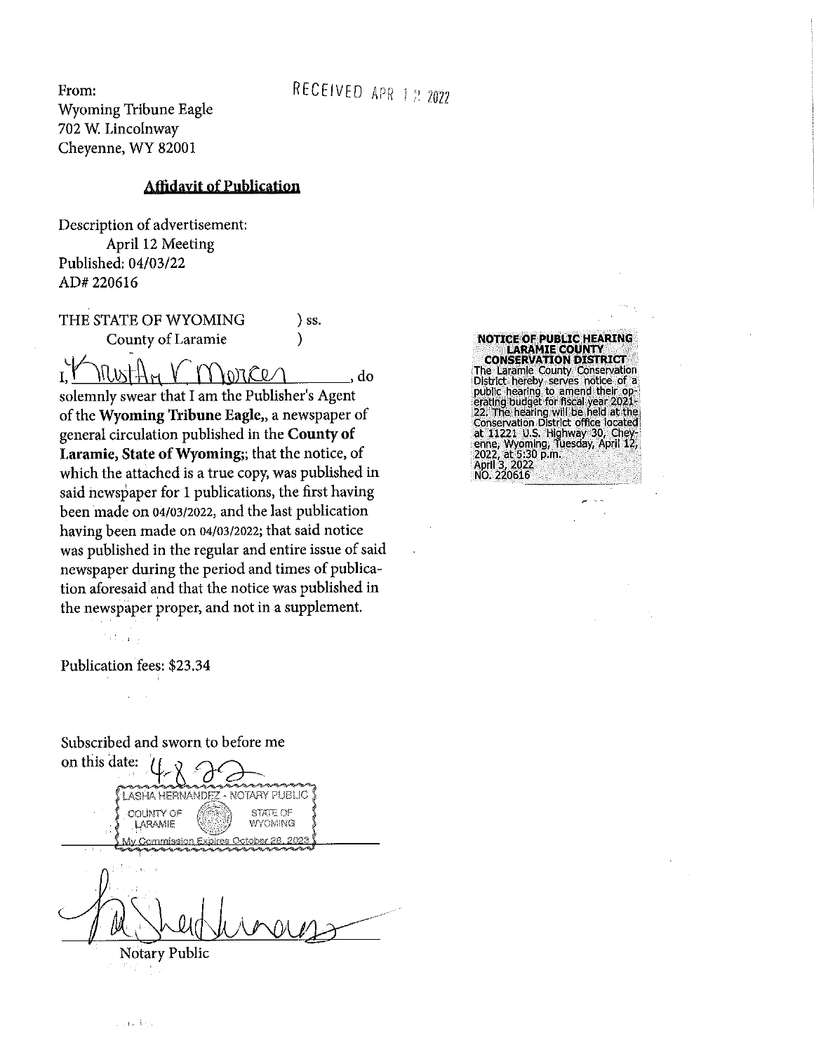From:
Wyoming Tribune Eagle
702 W. Lincolnway
Cheyenne, WY 82001

RECEIVED APR 12 2022

**Affidavit of Publication**

Description of advertisement:
April 12 Meeting
Published: 04/03/22
AD# 220616

THE STATE OF WYOMING ) ss.
County of Laramie )

I, Kristan V Mercer, do solemnly swear that I am the Publisher's Agent of the **Wyoming Tribune Eagle**,, a newspaper of general circulation published in the **County of Laramie, State of Wyoming**;; that the notice, of which the attached is a true copy, was published in said newspaper for 1 publications, the first having been made on 04/03/2022, and the last publication having been made on 04/03/2022; that said notice was published in the regular and entire issue of said newspaper during the period and times of publication aforesaid and that the notice was published in the newspaper proper, and not in a supplement.

Publication fees: $23.34

Subscribed and sworn to before me on this date: 4-8-22

LASHA HERNANDEZ - NOTARY PUBLIC
COUNTY OF LARAMIE STATE OF WYOMING
My Commission Expires October 28, 2023

Notary Public

**NOTICE OF PUBLIC HEARING LARAMIE COUNTY CONSERVATION DISTRICT**

The Laramie County Conservation District hereby serves notice of a public hearing to amend their operating budget for fiscal year 2021-22. The hearing will be held at the Conservation District office located at 11221 U.S. Highway 30, Cheyenne, Wyoming, Tuesday, April 12, 2022, at 5:30 p.m.
April 3, 2022
NO. 220616